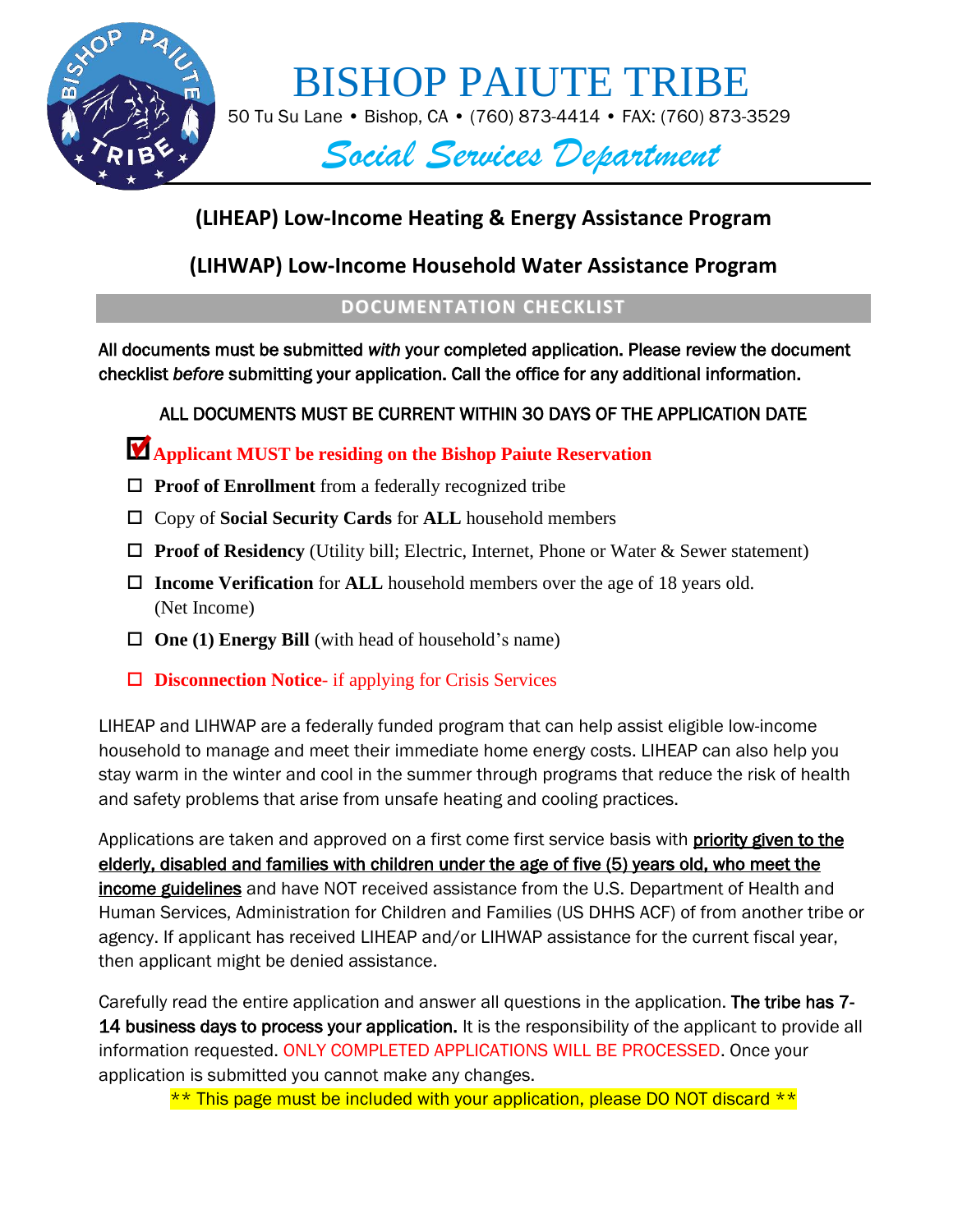# BISHOP PAIUTE TRIBE

50 Tu Su Lane • Bishop, CA • (760) 873-4414 • FAX: (760) 873-3529

## *Social Services Department*

## (LIHEAP) Low-Income Heating & Energy Assistance Program

## (LIHWAP) Low-Income Household Water Assistance Program

### DOCUMENTATION CHECKLIST

All documents must be submitted *with* your completed application. Please review the document checklist *before* submitting your application. Call the office for any additional information.

ALL DOCUMENTS MUST BE CURRENT WITHIN 30 DAYS OF THE APPLICATION DATE

- ☑ **Applicant MUST be residing on the Bishop Paiute Reservation**
- ☐ **Proof of Enrollment** from a federally recognized tribe
- ☐ Copy of **Social Security Cards** for **ALL** household members
- ☐ **Proof of Residency** (Utility bill; Electric, Internet, Phone or Water & Sewer statement)
- ☐ **Income Verification** for **ALL** household members over the age of 18 years old. (Net Income)
- ☐ **One (1) Energy Bill** (with head of household's name)
- ☐ **Disconnection Notice**- if applying for Crisis Services

LIHEAP and LIHWAP are a federally funded program that can help assist eligible low-income household to manage and meet their immediate home energy costs. LIHEAP can also help you stay warm in the winter and cool in the summer through programs that reduce the risk of health and safety problems that arise from unsafe heating and cooling practices.

Applications are taken and approved on a first come first service basis with priority given to the elderly, disabled and families with children under the age of five (5) years old, who meet the income guidelines and have NOT received assistance from the U.S. Department of Health and Human Services, Administration for Children and Families (US DHHS ACF) of from another tribe or agency. If applicant has received LIHEAP and/or LIHWAP assistance for the current fiscal year, then applicant might be denied assistance.

Carefully read the entire application and answer all questions in the application. The tribe has 7-14 business days to process your application. It is the responsibility of the applicant to provide all information requested. ONLY COMPLETED APPLICATIONS WILL BE PROCESSED. Once your application is submitted you cannot make any changes.

\*\* This page must be included with your application, please DO NOT discard \*\*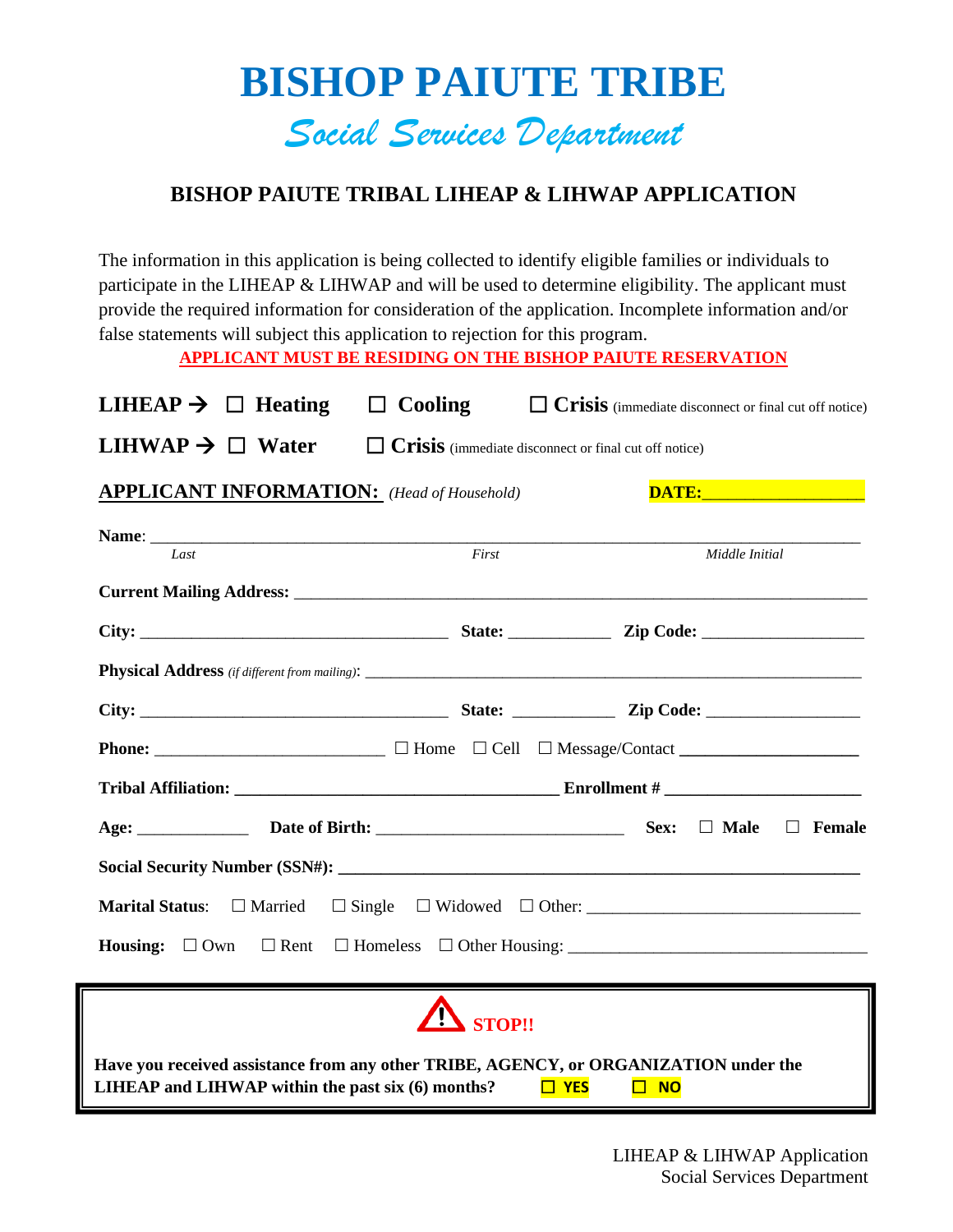# BISHOP PAIUTE TRIBE

## *Social Services Department*

### BISHOP PAIUTE TRIBAL LIHEAP & LIHWAP APPLICATION

The information in this application is being collected to identify eligible families or individuals to participate in the LIHEAP & LIHWAP and will be used to determine eligibility. The applicant must provide the required information for consideration of the application. Incomplete information and/or false statements will subject this application to rejection for this program.

**APPLICANT MUST BE RESIDING ON THE BISHOP PAIUTE RESERVATION**

**LIHEAP →** ☐ **Heating** ☐ **Cooling** ☐ **Crisis** (immediate disconnect or final cut off notice)

**LIHWAP →** ☐ **Water** ☐ **Crisis** (immediate disconnect or final cut off notice)

**APPLICANT INFORMATION:** *(Head of Household)* **DATE:**__________________

**Name**: ________________________________________________________________________________
*Last* *First* *Middle Initial*

**Current Mailing Address:** _______________________________________________________________

**City:** ____________________________________ **State:** ____________ **Zip Code:** __________________

**Physical Address** *(if different from mailing)*: __________________________________________________

**City:** ____________________________________ **State:** ____________ **Zip Code:** __________________

**Phone:** ___________________________ ☐ Home ☐ Cell ☐ Message/Contact ____________________

**Tribal Affiliation:** ______________________________________ **Enrollment #** ______________________

**Age:** _____________ **Date of Birth:** ____________________________ **Sex:** ☐ **Male** ☐ **Female**

**Social Security Number (SSN#):** _________________________________________________________

**Marital Status**: ☐ Married ☐ Single ☐ Widowed ☐ Other: ______________________________

**Housing:** ☐ Own ☐ Rent ☐ Homeless ☐ Other Housing: _________________________________

**STOP!!**

**Have you received assistance from any other TRIBE, AGENCY, or ORGANIZATION under the LIHEAP and LIHWAP within the past six (6) months?** ☐ **YES** ☐ **NO**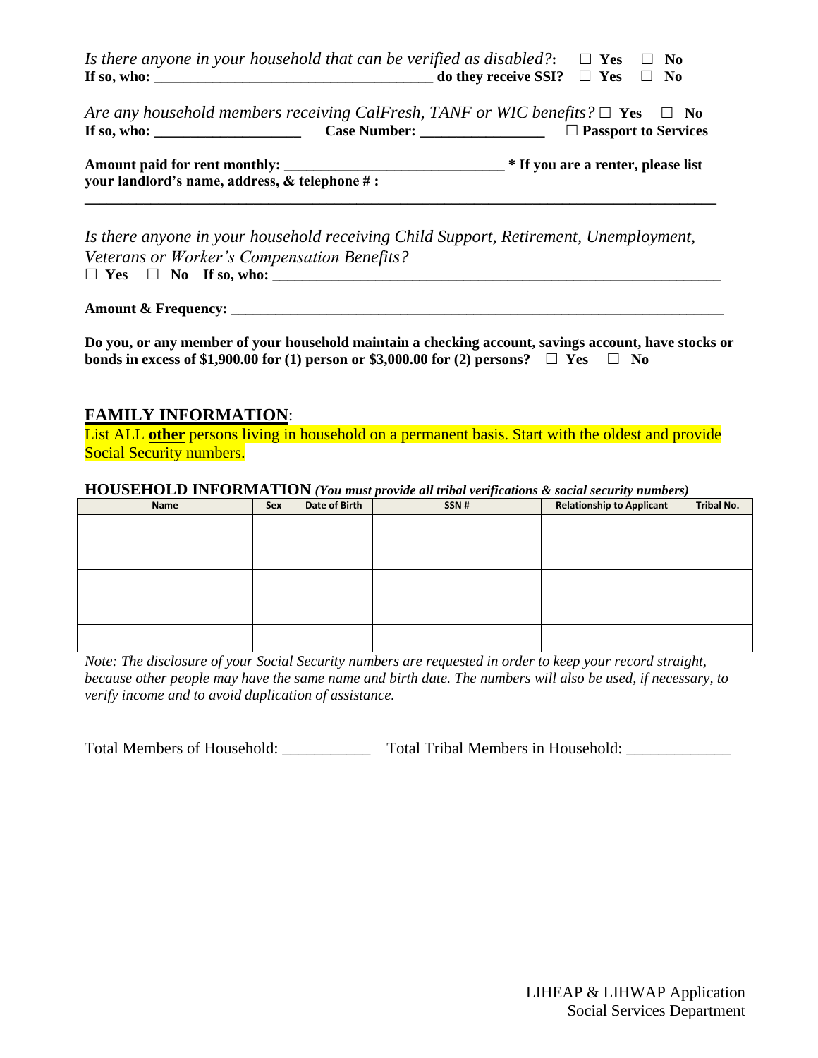*Is there anyone in your household that can be verified as disabled?*: ☐ **Yes** ☐ **No**
**If so, who: _____________________________________ do they receive SSI?** ☐ **Yes** ☐ **No**

*Are any household members receiving CalFresh, TANF or WIC benefits?* ☐ **Yes** ☐ **No**
**If so, who: ___________________ Case Number: ________________** ☐ **Passport to Services**

**Amount paid for rent monthly: _____________________________ * If you are a renter, please list your landlord's name, address, & telephone # :**

**_________________________________________________________________________________**

*Is there anyone in your household receiving Child Support, Retirement, Unemployment, Veterans or Worker's Compensation Benefits?*
☐ **Yes** ☐ **No If so, who: ___________________________________________________________**

**Amount & Frequency: _________________________________________________________________**

**Do you, or any member of your household maintain a checking account, savings account, have stocks or bonds in excess of $1,900.00 for (1) person or $3,000.00 for (2) persons?** ☐ **Yes** ☐ **No**

## FAMILY INFORMATION:

List ALL **other** persons living in household on a permanent basis. Start with the oldest and provide Social Security numbers.

**HOUSEHOLD INFORMATION** ***(You must provide all tribal verifications & social security numbers)***

| Name | Sex | Date of Birth | SSN # | Relationship to Applicant | Tribal No. |
|---|---|---|---|---|---|
| | | | | | |
| | | | | | |
| | | | | | |
| | | | | | |
| | | | | | |

*Note: The disclosure of your Social Security numbers are requested in order to keep your record straight, because other people may have the same name and birth date. The numbers will also be used, if necessary, to verify income and to avoid duplication of assistance.*

Total Members of Household: ___________ Total Tribal Members in Household: _____________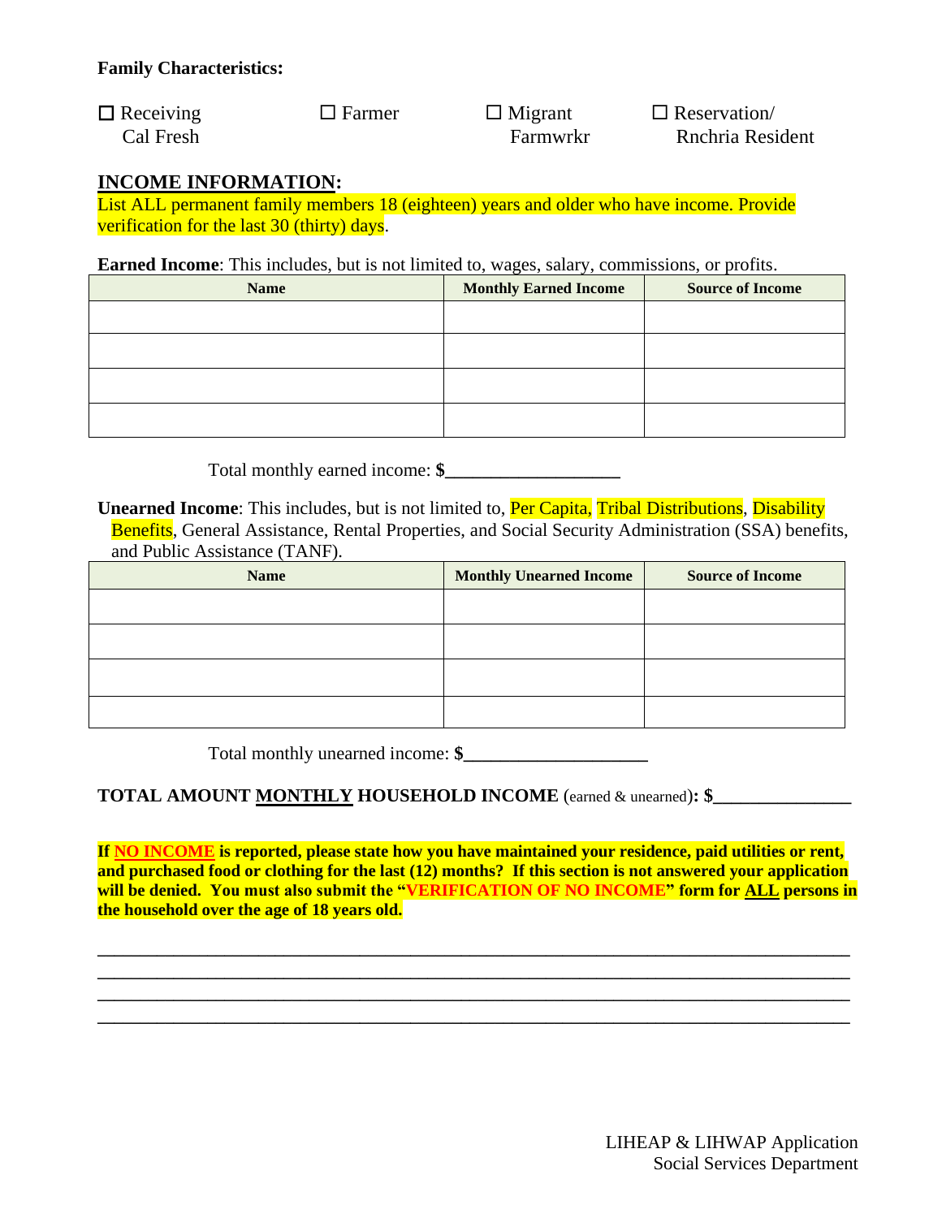**Family Characteristics:**

☐ Receiving Cal Fresh ☐ Farmer ☐ Migrant Farmwrkr ☐ Reservation/ Rnchria Resident

## INCOME INFORMATION:

List ALL permanent family members 18 (eighteen) years and older who have income. Provide verification for the last 30 (thirty) days.

**Earned Income**: This includes, but is not limited to, wages, salary, commissions, or profits.

| Name | Monthly Earned Income | Source of Income |
|---|---|---|
| | | |
| | | |
| | | |
| | | |

Total monthly earned income: **$___________________**

**Unearned Income**: This includes, but is not limited to, Per Capita, Tribal Distributions, Disability Benefits, General Assistance, Rental Properties, and Social Security Administration (SSA) benefits, and Public Assistance (TANF).

| Name | Monthly Unearned Income | Source of Income |
|---|---|---|
| | | |
| | | |
| | | |
| | | |

Total monthly unearned income: **$___________________**

**TOTAL AMOUNT MONTHLY HOUSEHOLD INCOME** (earned & unearned)**: $_______________**

**If NO INCOME is reported, please state how you have maintained your residence, paid utilities or rent, and purchased food or clothing for the last (12) months? If this section is not answered your application will be denied. You must also submit the "VERIFICATION OF NO INCOME" form for ALL persons in the household over the age of 18 years old.**

_______________________________________________________________________________

_______________________________________________________________________________

_______________________________________________________________________________

_______________________________________________________________________________

LIHEAP & LIHWAP Application
Social Services Department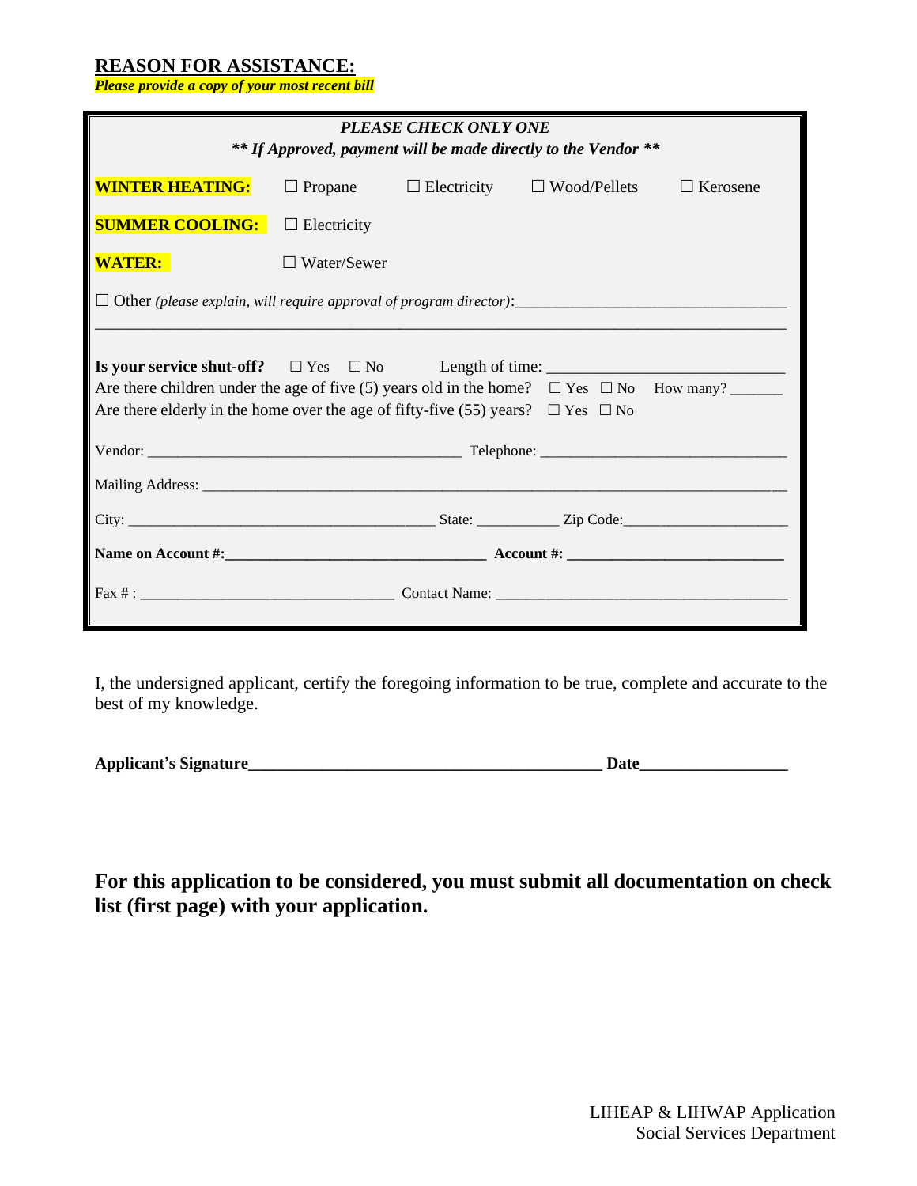## REASON FOR ASSISTANCE:

***Please provide a copy of your most recent bill***

***PLEASE CHECK ONLY ONE***

***\*\* If Approved, payment will be made directly to the Vendor \*\****

**WINTER HEATING:** ☐ Propane ☐ Electricity ☐ Wood/Pellets ☐ Kerosene

**SUMMER COOLING:** ☐ Electricity

**WATER:** ☐ Water/Sewer

☐ Other *(please explain, will require approval of program director)*:________________________________

______________________________________________________________________________

**Is your service shut-off?** ☐ Yes ☐ No Length of time: ___________________________

Are there children under the age of five (5) years old in the home? ☐ Yes ☐ No How many? ______

Are there elderly in the home over the age of fifty-five (55) years? ☐ Yes ☐ No

Vendor: ________________________________________ Telephone: _______________________________

Mailing Address: _________________________________________________________________________

City: ________________________________________ State: ___________ Zip Code:_____________________

**Name on Account #:__________________________________ Account #: ____________________________**

Fax # : ________________________________ Contact Name: _____________________________________

I, the undersigned applicant, certify the foregoing information to be true, complete and accurate to the best of my knowledge.

**Applicant's Signature____________________________________________ Date__________________**

**For this application to be considered, you must submit all documentation on check list (first page) with your application.**

LIHEAP & LIHWAP Application
Social Services Department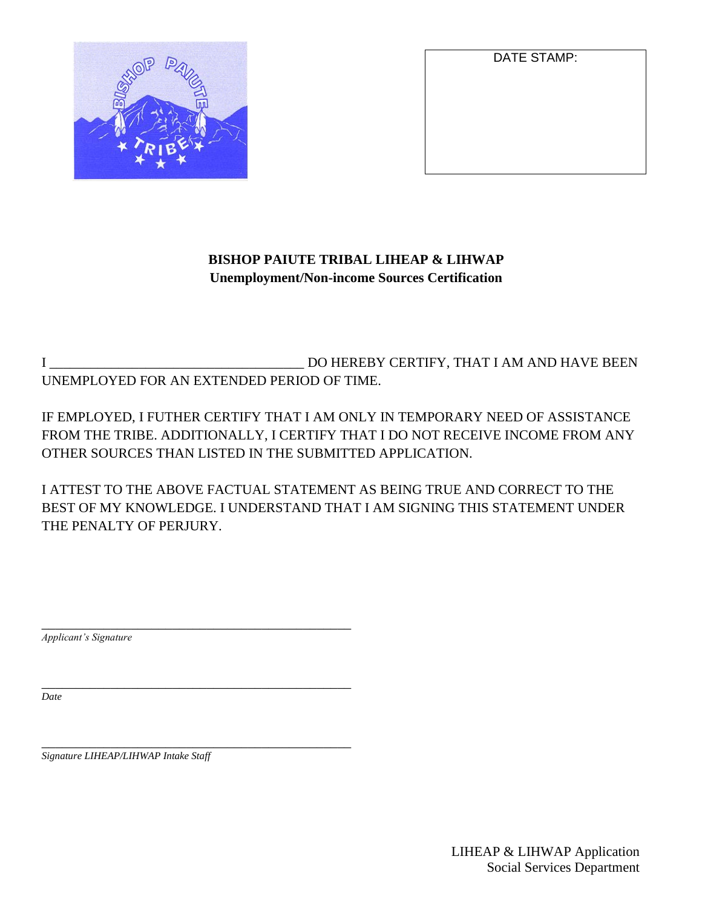DATE STAMP:

**BISHOP PAIUTE TRIBAL LIHEAP & LIHWAP**
**Unemployment/Non-income Sources Certification**

I ____________________________________ DO HEREBY CERTIFY, THAT I AM AND HAVE BEEN UNEMPLOYED FOR AN EXTENDED PERIOD OF TIME.

IF EMPLOYED, I FUTHER CERTIFY THAT I AM ONLY IN TEMPORARY NEED OF ASSISTANCE FROM THE TRIBE. ADDITIONALLY, I CERTIFY THAT I DO NOT RECEIVE INCOME FROM ANY OTHER SOURCES THAN LISTED IN THE SUBMITTED APPLICATION.

I ATTEST TO THE ABOVE FACTUAL STATEMENT AS BEING TRUE AND CORRECT TO THE BEST OF MY KNOWLEDGE. I UNDERSTAND THAT I AM SIGNING THIS STATEMENT UNDER THE PENALTY OF PERJURY.

____________________________________________
*Applicant's Signature*

____________________________________________
*Date*

____________________________________________
*Signature LIHEAP/LIHWAP Intake Staff*

LIHEAP & LIHWAP Application
Social Services Department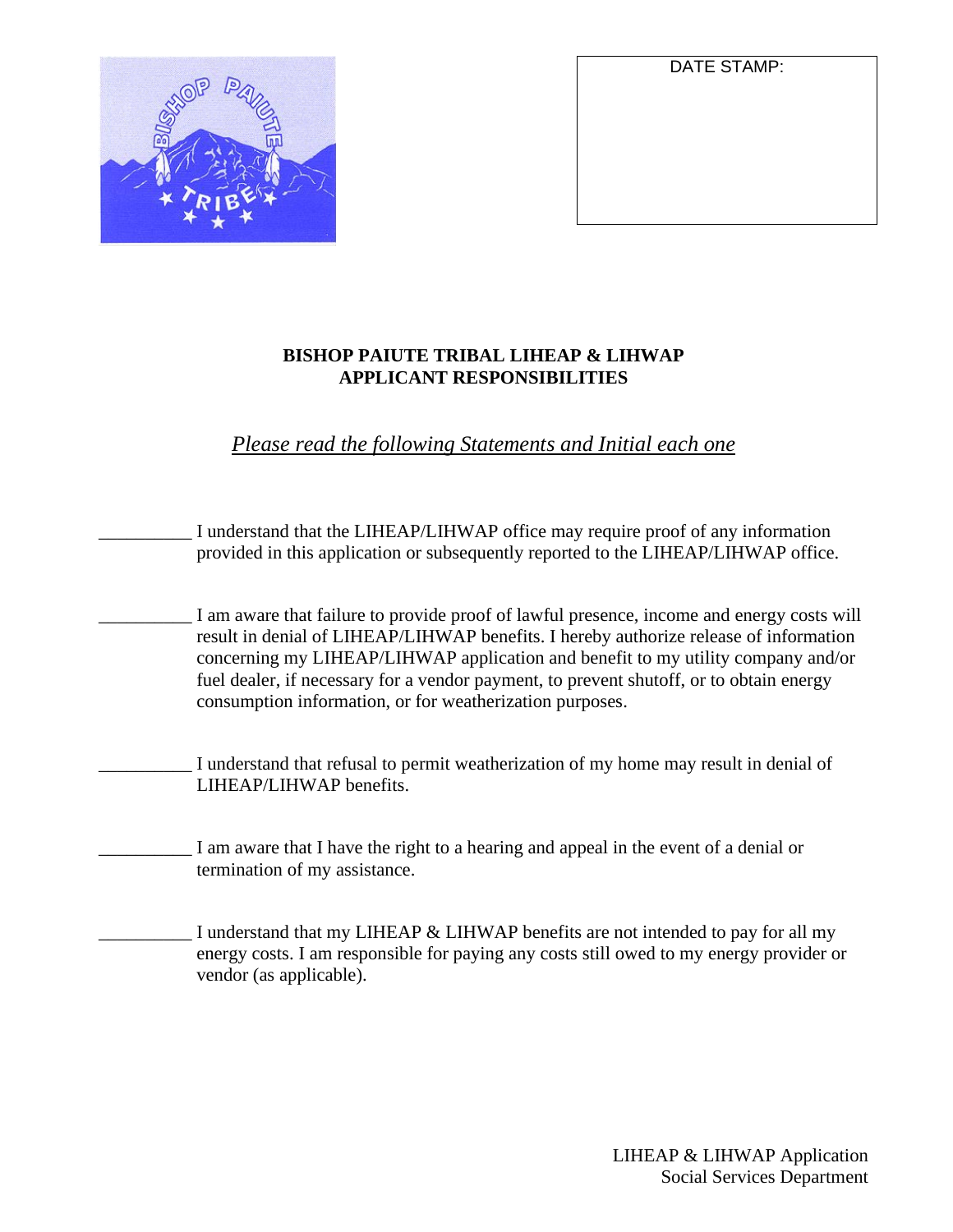DATE STAMP:

**BISHOP PAIUTE TRIBAL LIHEAP & LIHWAP**
**APPLICANT RESPONSIBILITIES**

*Please read the following Statements and Initial each one*

__________ I understand that the LIHEAP/LIHWAP office may require proof of any information provided in this application or subsequently reported to the LIHEAP/LIHWAP office.

__________ I am aware that failure to provide proof of lawful presence, income and energy costs will result in denial of LIHEAP/LIHWAP benefits. I hereby authorize release of information concerning my LIHEAP/LIHWAP application and benefit to my utility company and/or fuel dealer, if necessary for a vendor payment, to prevent shutoff, or to obtain energy consumption information, or for weatherization purposes.

__________ I understand that refusal to permit weatherization of my home may result in denial of LIHEAP/LIHWAP benefits.

__________ I am aware that I have the right to a hearing and appeal in the event of a denial or termination of my assistance.

__________ I understand that my LIHEAP & LIHWAP benefits are not intended to pay for all my energy costs. I am responsible for paying any costs still owed to my energy provider or vendor (as applicable).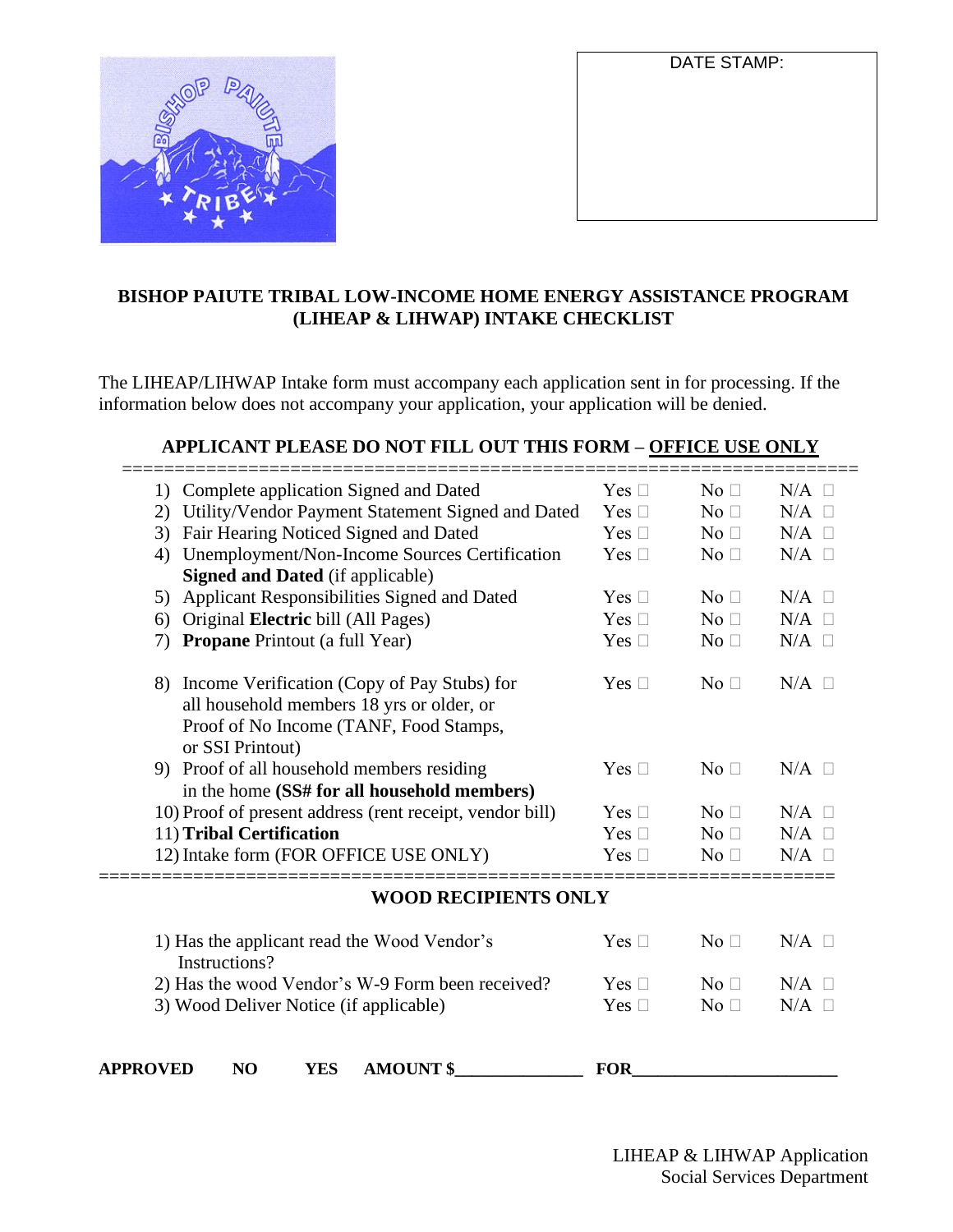DATE STAMP:

**BISHOP PAIUTE TRIBAL LOW-INCOME HOME ENERGY ASSISTANCE PROGRAM (LIHEAP & LIHWAP) INTAKE CHECKLIST**

The LIHEAP/LIHWAP Intake form must accompany each application sent in for processing. If the information below does not accompany your application, your application will be denied.

**APPLICANT PLEASE DO NOT FILL OUT THIS FORM – OFFICE USE ONLY**

| | | | |
|---|---|---|---|
| 1) Complete application Signed and Dated | Yes ☐ | No ☐ | N/A ☐ |
| 2) Utility/Vendor Payment Statement Signed and Dated | Yes ☐ | No ☐ | N/A ☐ |
| 3) Fair Hearing Noticed Signed and Dated | Yes ☐ | No ☐ | N/A ☐ |
| 4) Unemployment/Non-Income Sources Certification **Signed and Dated** (if applicable) | Yes ☐ | No ☐ | N/A ☐ |
| 5) Applicant Responsibilities Signed and Dated | Yes ☐ | No ☐ | N/A ☐ |
| 6) Original **Electric** bill (All Pages) | Yes ☐ | No ☐ | N/A ☐ |
| 7) **Propane** Printout (a full Year) | Yes ☐ | No ☐ | N/A ☐ |
| 8) Income Verification (Copy of Pay Stubs) for all household members 18 yrs or older, or Proof of No Income (TANF, Food Stamps, or SSI Printout) | Yes ☐ | No ☐ | N/A ☐ |
| 9) Proof of all household members residing in the home **(SS# for all household members)** | Yes ☐ | No ☐ | N/A ☐ |
| 10) Proof of present address (rent receipt, vendor bill) | Yes ☐ | No ☐ | N/A ☐ |
| 11) **Tribal Certification** | Yes ☐ | No ☐ | N/A ☐ |
| 12) Intake form (FOR OFFICE USE ONLY) | Yes ☐ | No ☐ | N/A ☐ |

**WOOD RECIPIENTS ONLY**

| | | | |
|---|---|---|---|
| 1) Has the applicant read the Wood Vendor's Instructions? | Yes ☐ | No ☐ | N/A ☐ |
| 2) Has the wood Vendor's W-9 Form been received? | Yes ☐ | No ☐ | N/A ☐ |
| 3) Wood Deliver Notice (if applicable) | Yes ☐ | No ☐ | N/A ☐ |

**APPROVED NO YES AMOUNT $_______________ FOR________________________**

LIHEAP & LIHWAP Application
Social Services Department